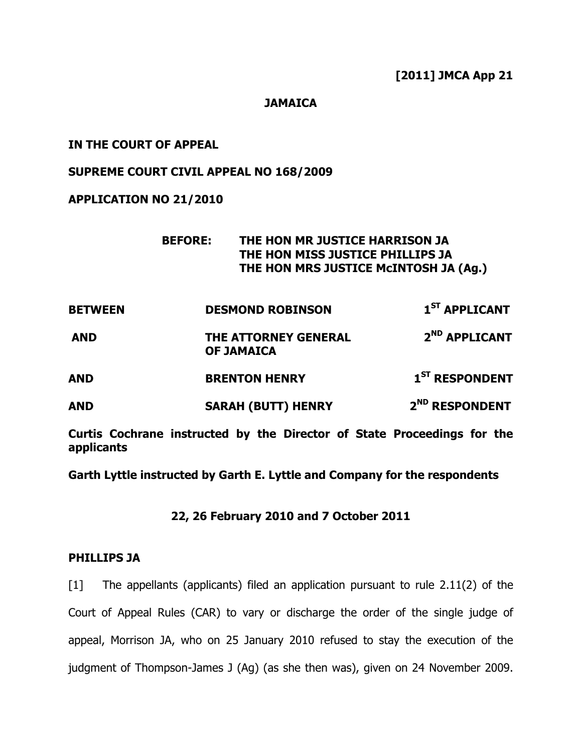**[2011] JMCA App 21**

**JAMAICA**

**IN THE COURT OF APPEAL**

**SUPREME COURT CIVIL APPEAL NO 168/2009**

**APPLICATION NO 21/2010**

**BEFORE: THE HON MR JUSTICE HARRISON JA**
**THE HON MISS JUSTICE PHILLIPS JA**
**THE HON MRS JUSTICE McINTOSH JA (Ag.)**

| | | |
|---|---|---|
| **BETWEEN** | **DESMOND ROBINSON** | **1ST APPLICANT** |
| **AND** | **THE ATTORNEY GENERAL OF JAMAICA** | **2ND APPLICANT** |
| **AND** | **BRENTON HENRY** | **1ST RESPONDENT** |
| **AND** | **SARAH (BUTT) HENRY** | **2ND RESPONDENT** |

**Curtis Cochrane instructed by the Director of State Proceedings for the applicants**

**Garth Lyttle instructed by Garth E. Lyttle and Company for the respondents**

**22, 26 February 2010 and 7 October 2011**

**PHILLIPS JA**

[1] The appellants (applicants) filed an application pursuant to rule 2.11(2) of the Court of Appeal Rules (CAR) to vary or discharge the order of the single judge of appeal, Morrison JA, who on 25 January 2010 refused to stay the execution of the judgment of Thompson-James J (Ag) (as she then was), given on 24 November 2009.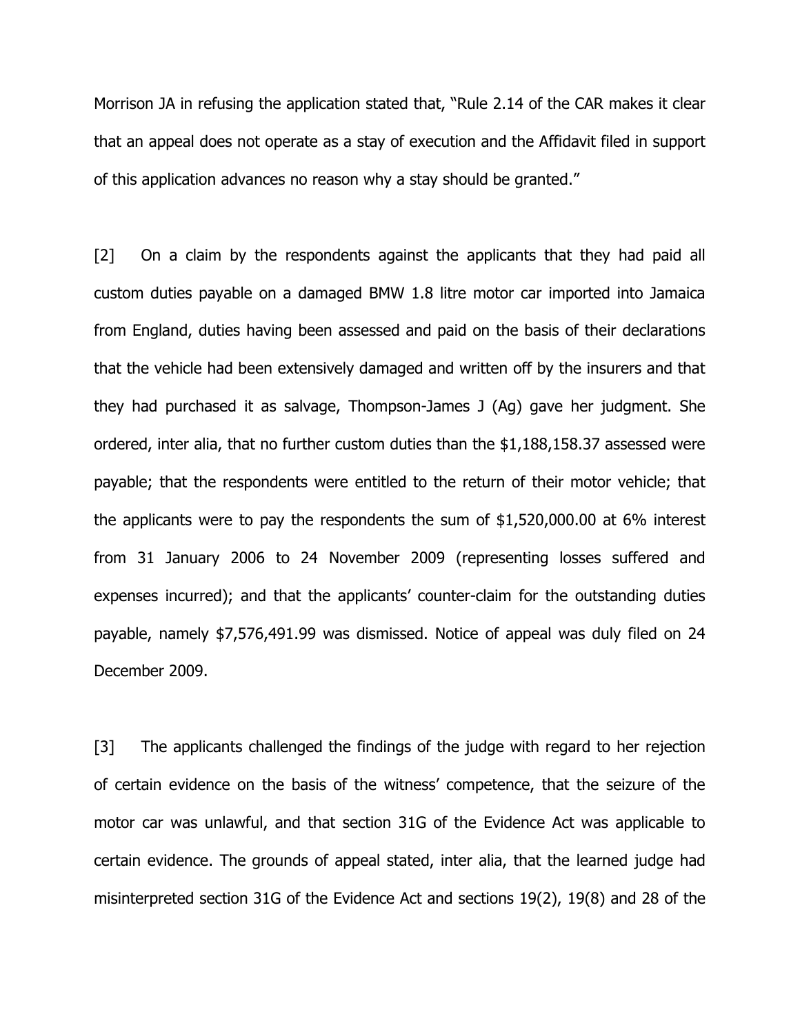Morrison JA in refusing the application stated that, "Rule 2.14 of the CAR makes it clear that an appeal does not operate as a stay of execution and the Affidavit filed in support of this application advances no reason why a stay should be granted."

[2] On a claim by the respondents against the applicants that they had paid all custom duties payable on a damaged BMW 1.8 litre motor car imported into Jamaica from England, duties having been assessed and paid on the basis of their declarations that the vehicle had been extensively damaged and written off by the insurers and that they had purchased it as salvage, Thompson-James J (Ag) gave her judgment. She ordered, inter alia, that no further custom duties than the $1,188,158.37 assessed were payable; that the respondents were entitled to the return of their motor vehicle; that the applicants were to pay the respondents the sum of $1,520,000.00 at 6% interest from 31 January 2006 to 24 November 2009 (representing losses suffered and expenses incurred); and that the applicants' counter-claim for the outstanding duties payable, namely $7,576,491.99 was dismissed. Notice of appeal was duly filed on 24 December 2009.

[3] The applicants challenged the findings of the judge with regard to her rejection of certain evidence on the basis of the witness' competence, that the seizure of the motor car was unlawful, and that section 31G of the Evidence Act was applicable to certain evidence. The grounds of appeal stated, inter alia, that the learned judge had misinterpreted section 31G of the Evidence Act and sections 19(2), 19(8) and 28 of the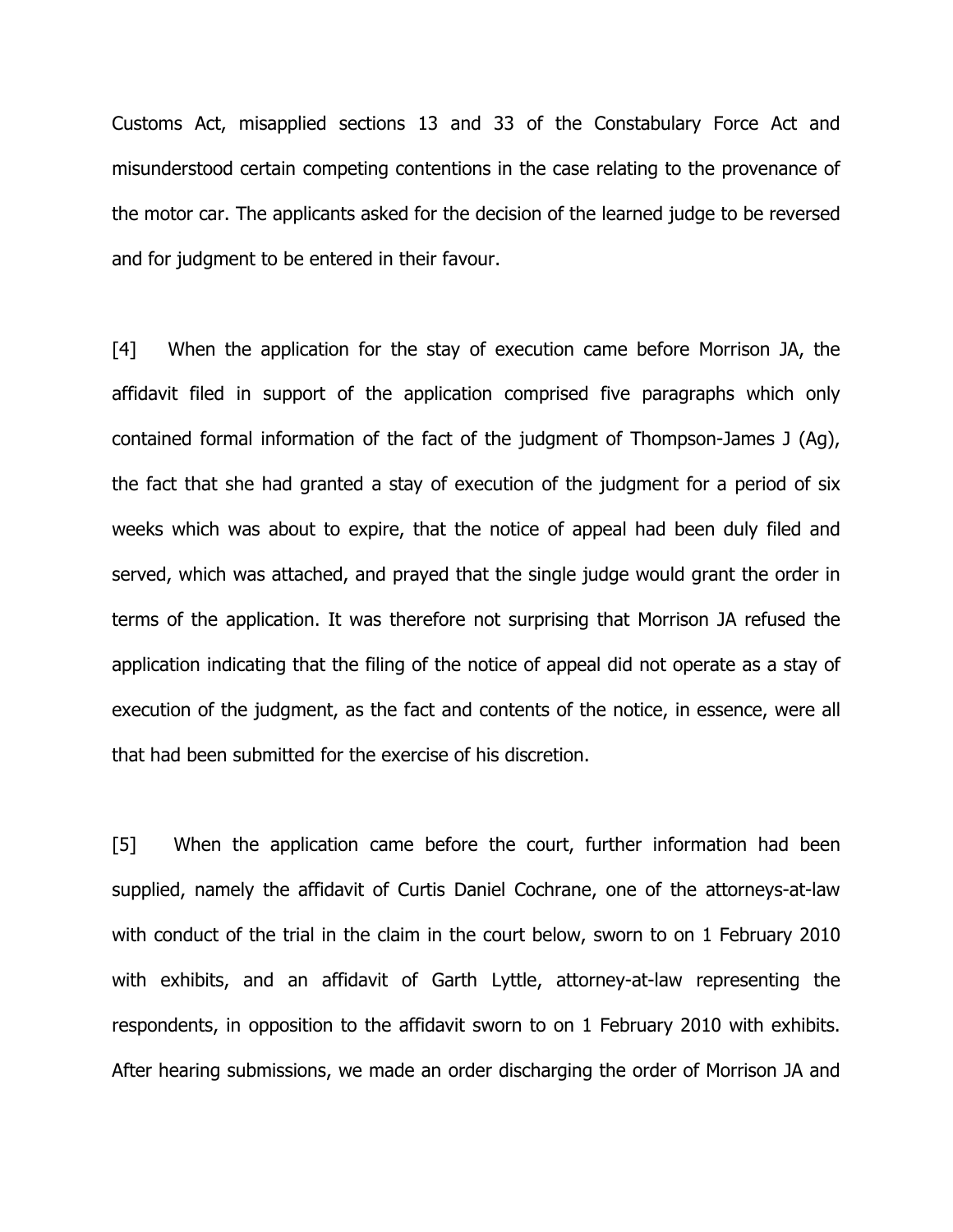Customs Act, misapplied sections 13 and 33 of the Constabulary Force Act and misunderstood certain competing contentions in the case relating to the provenance of the motor car. The applicants asked for the decision of the learned judge to be reversed and for judgment to be entered in their favour.

[4] When the application for the stay of execution came before Morrison JA, the affidavit filed in support of the application comprised five paragraphs which only contained formal information of the fact of the judgment of Thompson-James J (Ag), the fact that she had granted a stay of execution of the judgment for a period of six weeks which was about to expire, that the notice of appeal had been duly filed and served, which was attached, and prayed that the single judge would grant the order in terms of the application. It was therefore not surprising that Morrison JA refused the application indicating that the filing of the notice of appeal did not operate as a stay of execution of the judgment, as the fact and contents of the notice, in essence, were all that had been submitted for the exercise of his discretion.

[5] When the application came before the court, further information had been supplied, namely the affidavit of Curtis Daniel Cochrane, one of the attorneys-at-law with conduct of the trial in the claim in the court below, sworn to on 1 February 2010 with exhibits, and an affidavit of Garth Lyttle, attorney-at-law representing the respondents, in opposition to the affidavit sworn to on 1 February 2010 with exhibits. After hearing submissions, we made an order discharging the order of Morrison JA and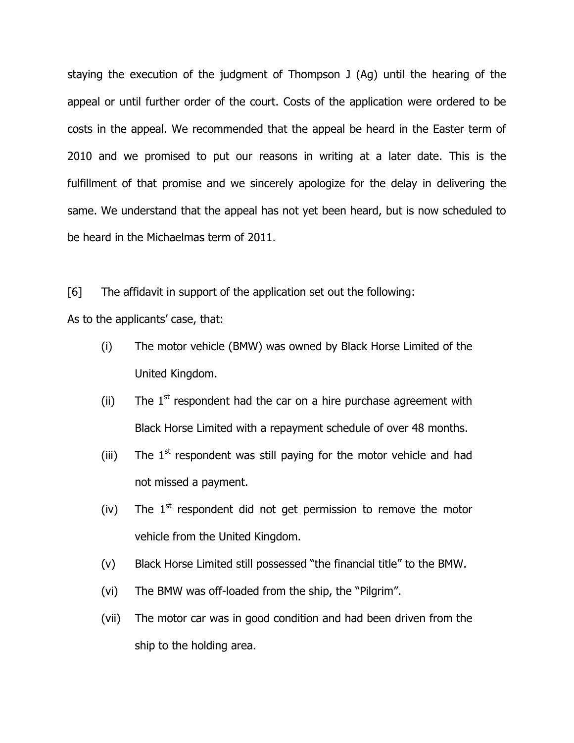staying the execution of the judgment of Thompson J (Ag) until the hearing of the appeal or until further order of the court. Costs of the application were ordered to be costs in the appeal. We recommended that the appeal be heard in the Easter term of 2010 and we promised to put our reasons in writing at a later date. This is the fulfillment of that promise and we sincerely apologize for the delay in delivering the same. We understand that the appeal has not yet been heard, but is now scheduled to be heard in the Michaelmas term of 2011.

[6] The affidavit in support of the application set out the following:

As to the applicants' case, that:

(i) The motor vehicle (BMW) was owned by Black Horse Limited of the United Kingdom.

(ii) The 1st respondent had the car on a hire purchase agreement with Black Horse Limited with a repayment schedule of over 48 months.

(iii) The 1st respondent was still paying for the motor vehicle and had not missed a payment.

(iv) The 1st respondent did not get permission to remove the motor vehicle from the United Kingdom.

(v) Black Horse Limited still possessed "the financial title" to the BMW.

(vi) The BMW was off-loaded from the ship, the "Pilgrim".

(vii) The motor car was in good condition and had been driven from the ship to the holding area.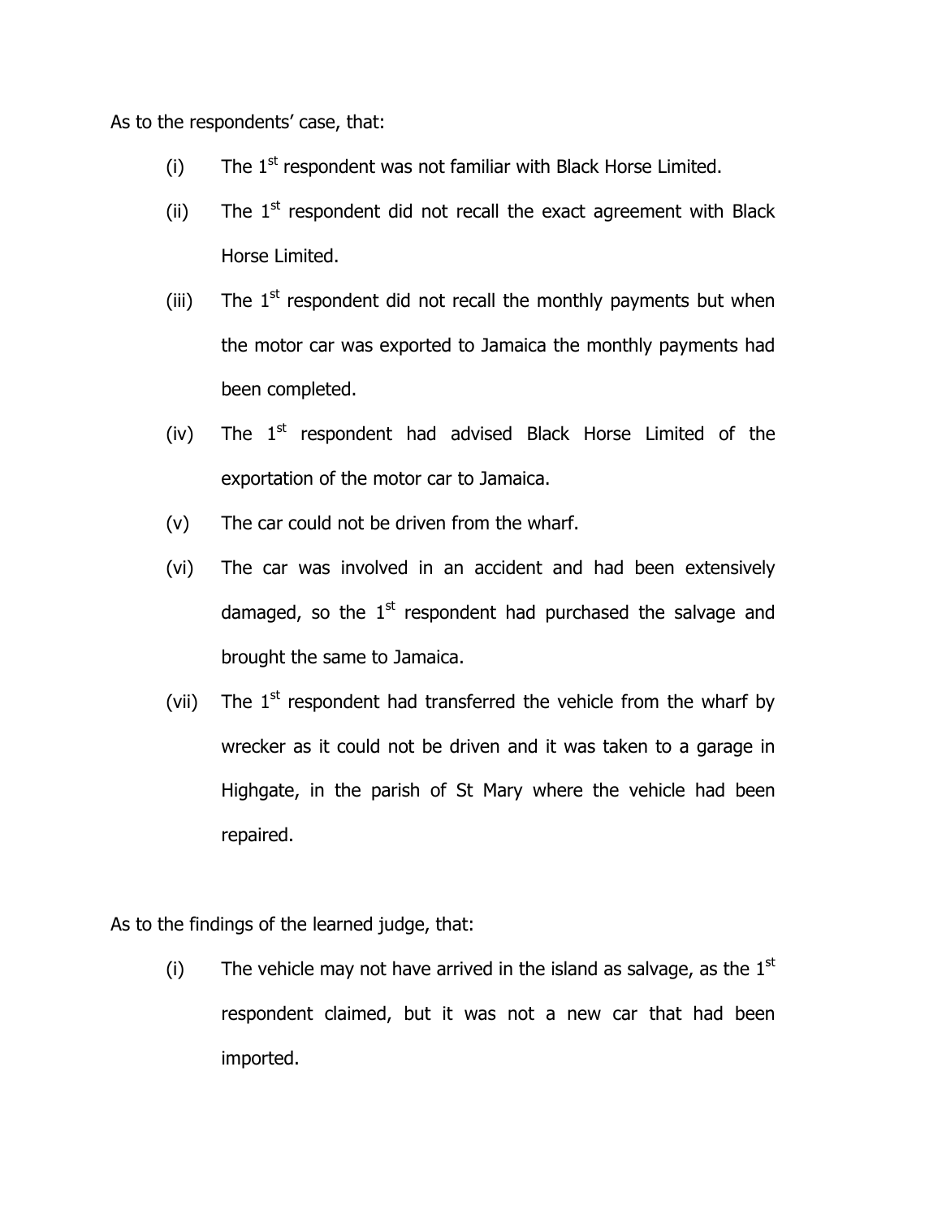As to the respondents' case, that:

(i) The 1st respondent was not familiar with Black Horse Limited.

(ii) The 1st respondent did not recall the exact agreement with Black Horse Limited.

(iii) The 1st respondent did not recall the monthly payments but when the motor car was exported to Jamaica the monthly payments had been completed.

(iv) The 1st respondent had advised Black Horse Limited of the exportation of the motor car to Jamaica.

(v) The car could not be driven from the wharf.

(vi) The car was involved in an accident and had been extensively damaged, so the 1st respondent had purchased the salvage and brought the same to Jamaica.

(vii) The 1st respondent had transferred the vehicle from the wharf by wrecker as it could not be driven and it was taken to a garage in Highgate, in the parish of St Mary where the vehicle had been repaired.

As to the findings of the learned judge, that:

(i) The vehicle may not have arrived in the island as salvage, as the 1st respondent claimed, but it was not a new car that had been imported.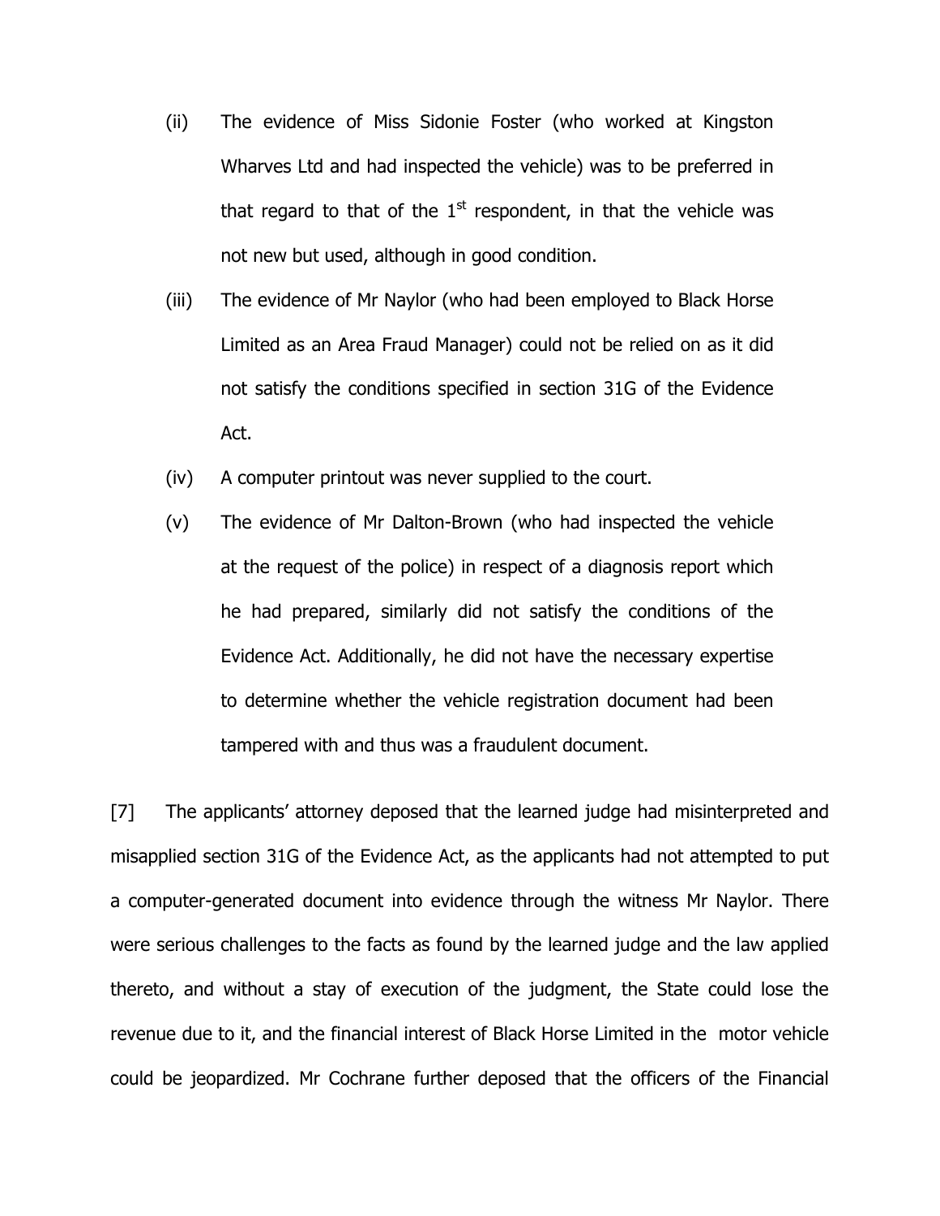(ii) The evidence of Miss Sidonie Foster (who worked at Kingston Wharves Ltd and had inspected the vehicle) was to be preferred in that regard to that of the 1st respondent, in that the vehicle was not new but used, although in good condition.

(iii) The evidence of Mr Naylor (who had been employed to Black Horse Limited as an Area Fraud Manager) could not be relied on as it did not satisfy the conditions specified in section 31G of the Evidence Act.

(iv) A computer printout was never supplied to the court.

(v) The evidence of Mr Dalton-Brown (who had inspected the vehicle at the request of the police) in respect of a diagnosis report which he had prepared, similarly did not satisfy the conditions of the Evidence Act. Additionally, he did not have the necessary expertise to determine whether the vehicle registration document had been tampered with and thus was a fraudulent document.

[7] The applicants' attorney deposed that the learned judge had misinterpreted and misapplied section 31G of the Evidence Act, as the applicants had not attempted to put a computer-generated document into evidence through the witness Mr Naylor. There were serious challenges to the facts as found by the learned judge and the law applied thereto, and without a stay of execution of the judgment, the State could lose the revenue due to it, and the financial interest of Black Horse Limited in the motor vehicle could be jeopardized. Mr Cochrane further deposed that the officers of the Financial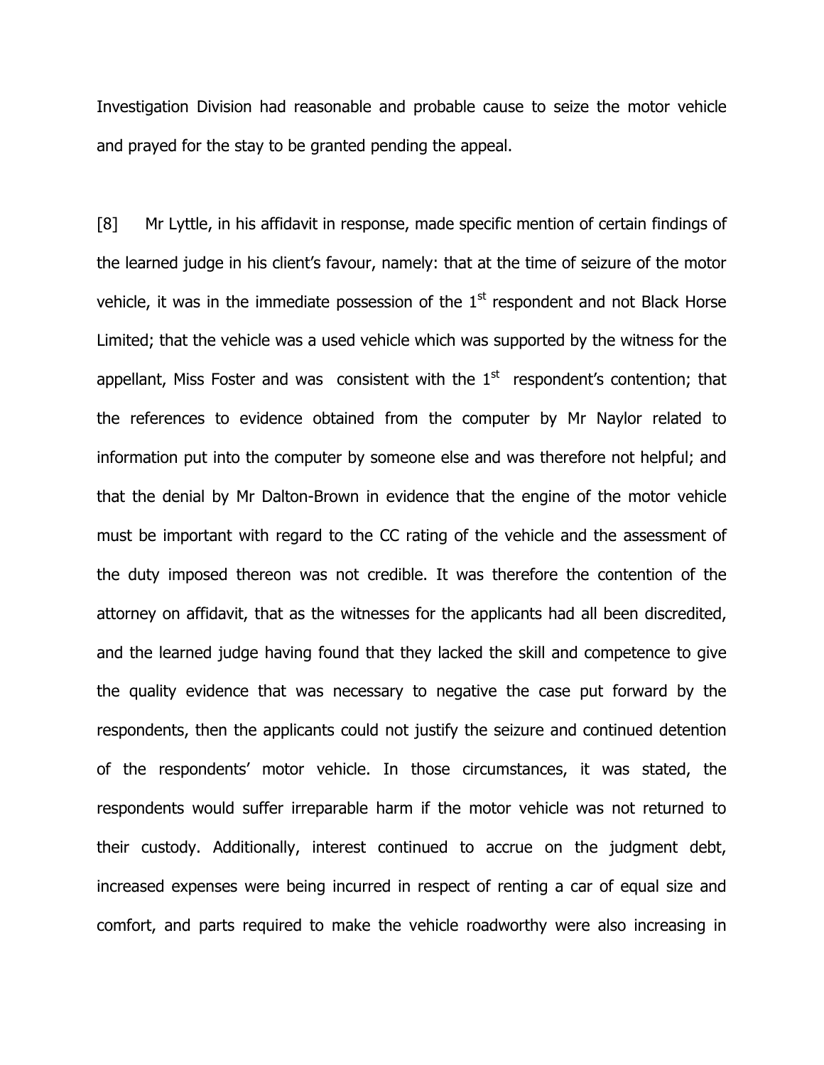Investigation Division had reasonable and probable cause to seize the motor vehicle and prayed for the stay to be granted pending the appeal.

[8] Mr Lyttle, in his affidavit in response, made specific mention of certain findings of the learned judge in his client's favour, namely: that at the time of seizure of the motor vehicle, it was in the immediate possession of the 1st respondent and not Black Horse Limited; that the vehicle was a used vehicle which was supported by the witness for the appellant, Miss Foster and was consistent with the 1st respondent's contention; that the references to evidence obtained from the computer by Mr Naylor related to information put into the computer by someone else and was therefore not helpful; and that the denial by Mr Dalton-Brown in evidence that the engine of the motor vehicle must be important with regard to the CC rating of the vehicle and the assessment of the duty imposed thereon was not credible. It was therefore the contention of the attorney on affidavit, that as the witnesses for the applicants had all been discredited, and the learned judge having found that they lacked the skill and competence to give the quality evidence that was necessary to negative the case put forward by the respondents, then the applicants could not justify the seizure and continued detention of the respondents' motor vehicle. In those circumstances, it was stated, the respondents would suffer irreparable harm if the motor vehicle was not returned to their custody. Additionally, interest continued to accrue on the judgment debt, increased expenses were being incurred in respect of renting a car of equal size and comfort, and parts required to make the vehicle roadworthy were also increasing in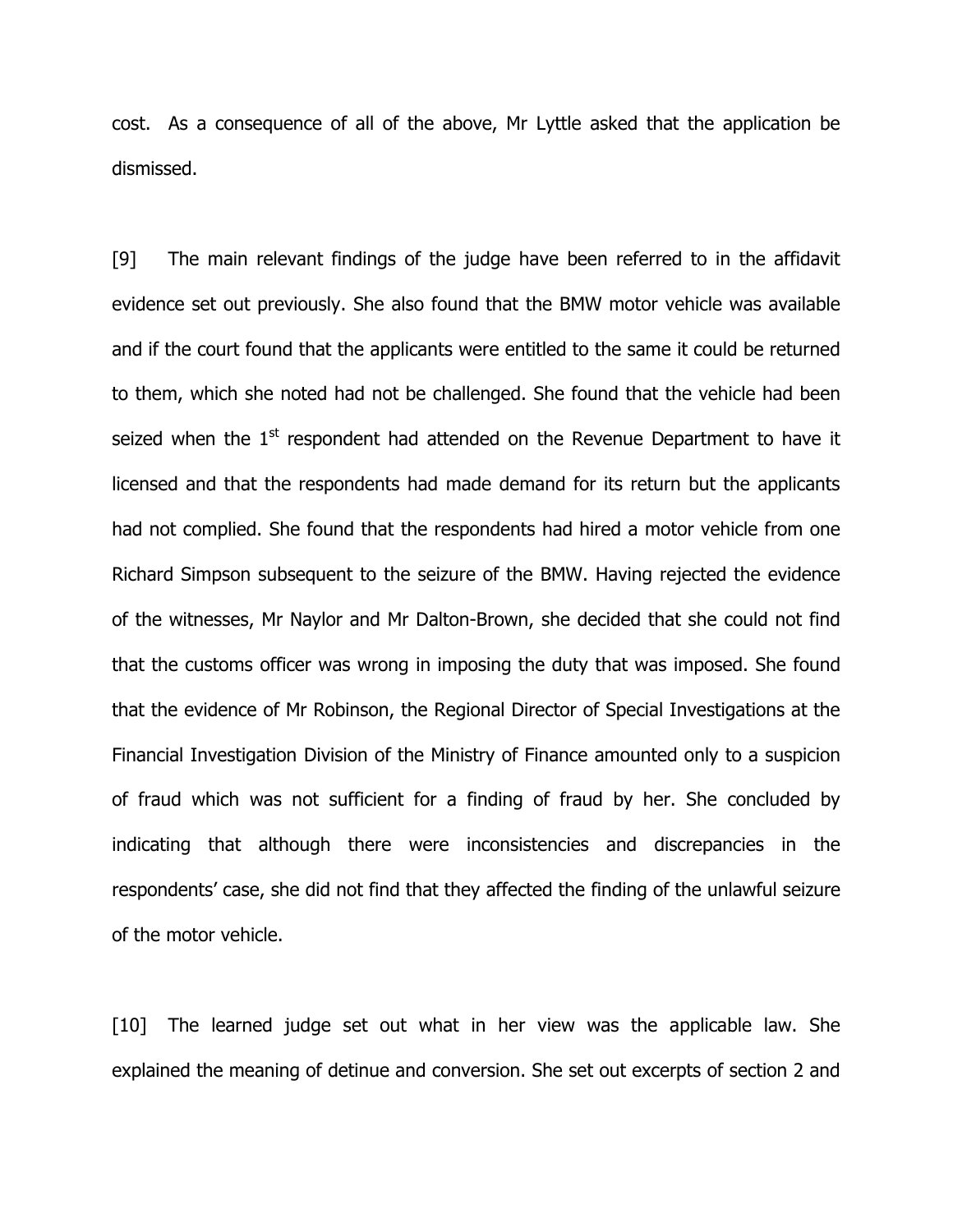cost. As a consequence of all of the above, Mr Lyttle asked that the application be dismissed.

[9] The main relevant findings of the judge have been referred to in the affidavit evidence set out previously. She also found that the BMW motor vehicle was available and if the court found that the applicants were entitled to the same it could be returned to them, which she noted had not be challenged. She found that the vehicle had been seized when the 1st respondent had attended on the Revenue Department to have it licensed and that the respondents had made demand for its return but the applicants had not complied. She found that the respondents had hired a motor vehicle from one Richard Simpson subsequent to the seizure of the BMW. Having rejected the evidence of the witnesses, Mr Naylor and Mr Dalton-Brown, she decided that she could not find that the customs officer was wrong in imposing the duty that was imposed. She found that the evidence of Mr Robinson, the Regional Director of Special Investigations at the Financial Investigation Division of the Ministry of Finance amounted only to a suspicion of fraud which was not sufficient for a finding of fraud by her. She concluded by indicating that although there were inconsistencies and discrepancies in the respondents' case, she did not find that they affected the finding of the unlawful seizure of the motor vehicle.

[10] The learned judge set out what in her view was the applicable law. She explained the meaning of detinue and conversion. She set out excerpts of section 2 and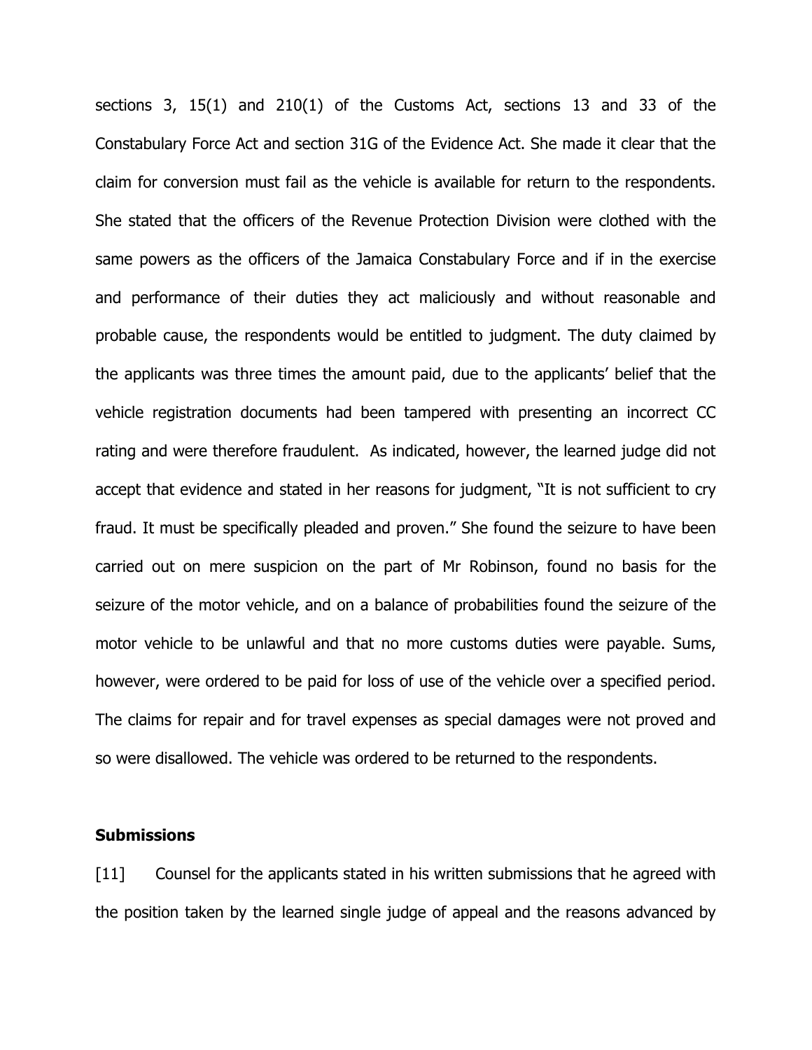sections 3, 15(1) and 210(1) of the Customs Act, sections 13 and 33 of the Constabulary Force Act and section 31G of the Evidence Act. She made it clear that the claim for conversion must fail as the vehicle is available for return to the respondents. She stated that the officers of the Revenue Protection Division were clothed with the same powers as the officers of the Jamaica Constabulary Force and if in the exercise and performance of their duties they act maliciously and without reasonable and probable cause, the respondents would be entitled to judgment. The duty claimed by the applicants was three times the amount paid, due to the applicants' belief that the vehicle registration documents had been tampered with presenting an incorrect CC rating and were therefore fraudulent. As indicated, however, the learned judge did not accept that evidence and stated in her reasons for judgment, "It is not sufficient to cry fraud. It must be specifically pleaded and proven." She found the seizure to have been carried out on mere suspicion on the part of Mr Robinson, found no basis for the seizure of the motor vehicle, and on a balance of probabilities found the seizure of the motor vehicle to be unlawful and that no more customs duties were payable. Sums, however, were ordered to be paid for loss of use of the vehicle over a specified period. The claims for repair and for travel expenses as special damages were not proved and so were disallowed. The vehicle was ordered to be returned to the respondents.

**Submissions**

[11] Counsel for the applicants stated in his written submissions that he agreed with the position taken by the learned single judge of appeal and the reasons advanced by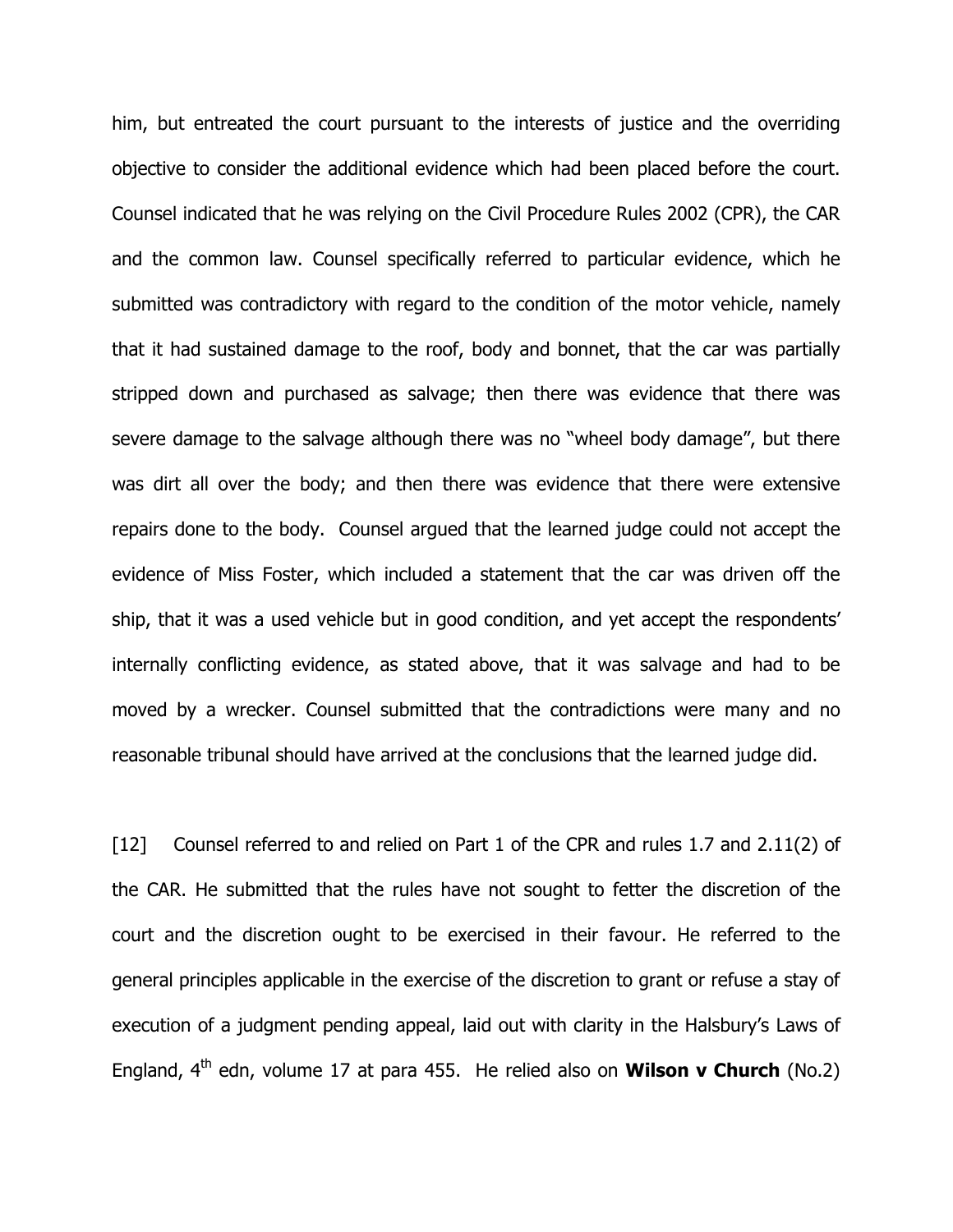him, but entreated the court pursuant to the interests of justice and the overriding objective to consider the additional evidence which had been placed before the court. Counsel indicated that he was relying on the Civil Procedure Rules 2002 (CPR), the CAR and the common law. Counsel specifically referred to particular evidence, which he submitted was contradictory with regard to the condition of the motor vehicle, namely that it had sustained damage to the roof, body and bonnet, that the car was partially stripped down and purchased as salvage; then there was evidence that there was severe damage to the salvage although there was no "wheel body damage", but there was dirt all over the body; and then there was evidence that there were extensive repairs done to the body. Counsel argued that the learned judge could not accept the evidence of Miss Foster, which included a statement that the car was driven off the ship, that it was a used vehicle but in good condition, and yet accept the respondents' internally conflicting evidence, as stated above, that it was salvage and had to be moved by a wrecker. Counsel submitted that the contradictions were many and no reasonable tribunal should have arrived at the conclusions that the learned judge did.

[12] Counsel referred to and relied on Part 1 of the CPR and rules 1.7 and 2.11(2) of the CAR. He submitted that the rules have not sought to fetter the discretion of the court and the discretion ought to be exercised in their favour. He referred to the general principles applicable in the exercise of the discretion to grant or refuse a stay of execution of a judgment pending appeal, laid out with clarity in the Halsbury's Laws of England, 4th edn, volume 17 at para 455. He relied also on **Wilson v Church** (No.2)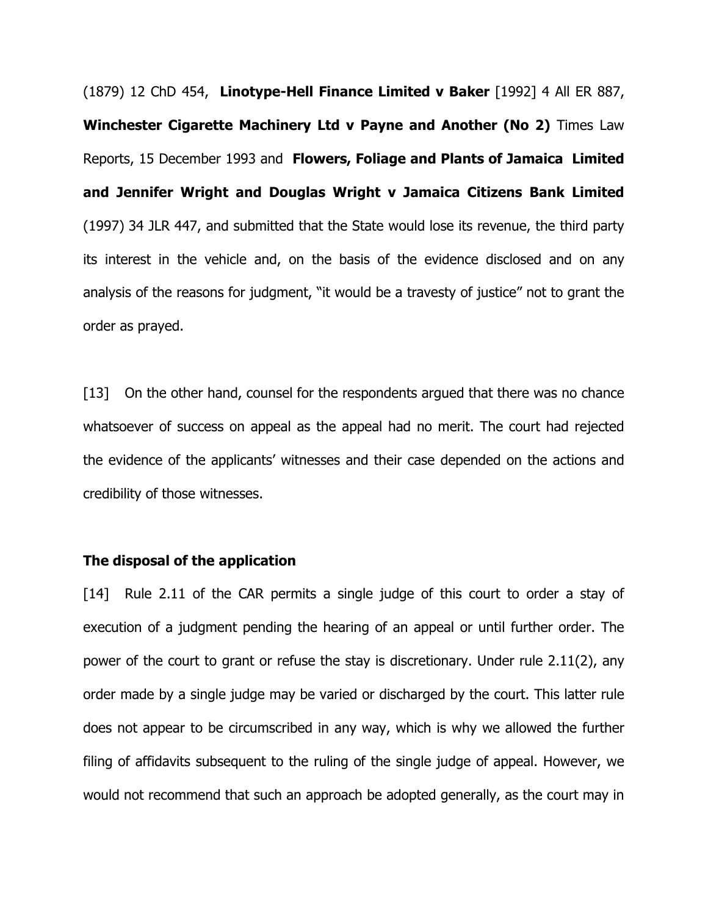(1879) 12 ChD 454, **Linotype-Hell Finance Limited v Baker** [1992] 4 All ER 887, **Winchester Cigarette Machinery Ltd v Payne and Another (No 2)** Times Law Reports, 15 December 1993 and **Flowers, Foliage and Plants of Jamaica Limited and Jennifer Wright and Douglas Wright v Jamaica Citizens Bank Limited** (1997) 34 JLR 447, and submitted that the State would lose its revenue, the third party its interest in the vehicle and, on the basis of the evidence disclosed and on any analysis of the reasons for judgment, "it would be a travesty of justice" not to grant the order as prayed.

[13] On the other hand, counsel for the respondents argued that there was no chance whatsoever of success on appeal as the appeal had no merit. The court had rejected the evidence of the applicants' witnesses and their case depended on the actions and credibility of those witnesses.

**The disposal of the application**

[14] Rule 2.11 of the CAR permits a single judge of this court to order a stay of execution of a judgment pending the hearing of an appeal or until further order. The power of the court to grant or refuse the stay is discretionary. Under rule 2.11(2), any order made by a single judge may be varied or discharged by the court. This latter rule does not appear to be circumscribed in any way, which is why we allowed the further filing of affidavits subsequent to the ruling of the single judge of appeal. However, we would not recommend that such an approach be adopted generally, as the court may in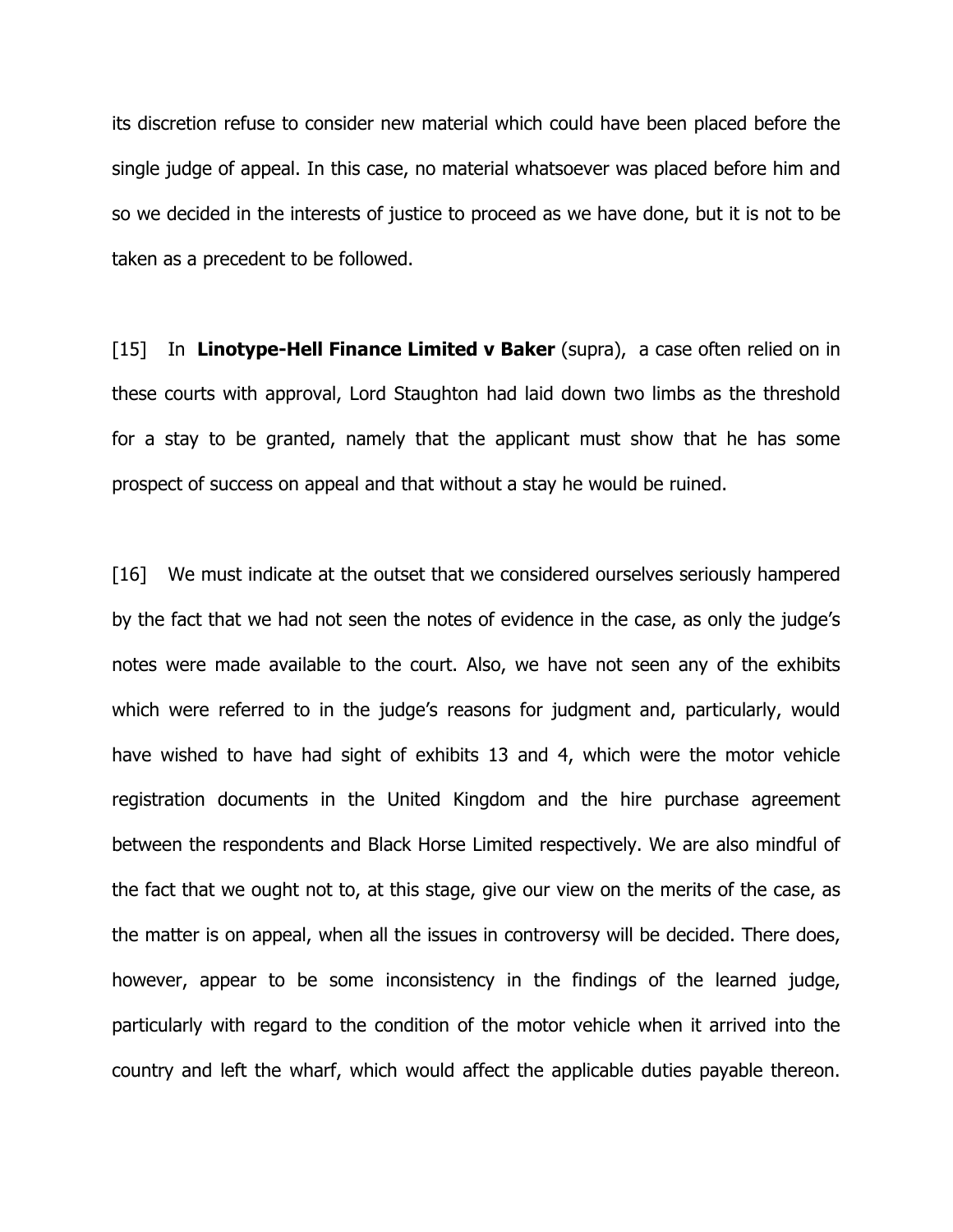its discretion refuse to consider new material which could have been placed before the single judge of appeal. In this case, no material whatsoever was placed before him and so we decided in the interests of justice to proceed as we have done, but it is not to be taken as a precedent to be followed.

[15] In **Linotype-Hell Finance Limited v Baker** (supra), a case often relied on in these courts with approval, Lord Staughton had laid down two limbs as the threshold for a stay to be granted, namely that the applicant must show that he has some prospect of success on appeal and that without a stay he would be ruined.

[16] We must indicate at the outset that we considered ourselves seriously hampered by the fact that we had not seen the notes of evidence in the case, as only the judge's notes were made available to the court. Also, we have not seen any of the exhibits which were referred to in the judge's reasons for judgment and, particularly, would have wished to have had sight of exhibits 13 and 4, which were the motor vehicle registration documents in the United Kingdom and the hire purchase agreement between the respondents and Black Horse Limited respectively. We are also mindful of the fact that we ought not to, at this stage, give our view on the merits of the case, as the matter is on appeal, when all the issues in controversy will be decided. There does, however, appear to be some inconsistency in the findings of the learned judge, particularly with regard to the condition of the motor vehicle when it arrived into the country and left the wharf, which would affect the applicable duties payable thereon.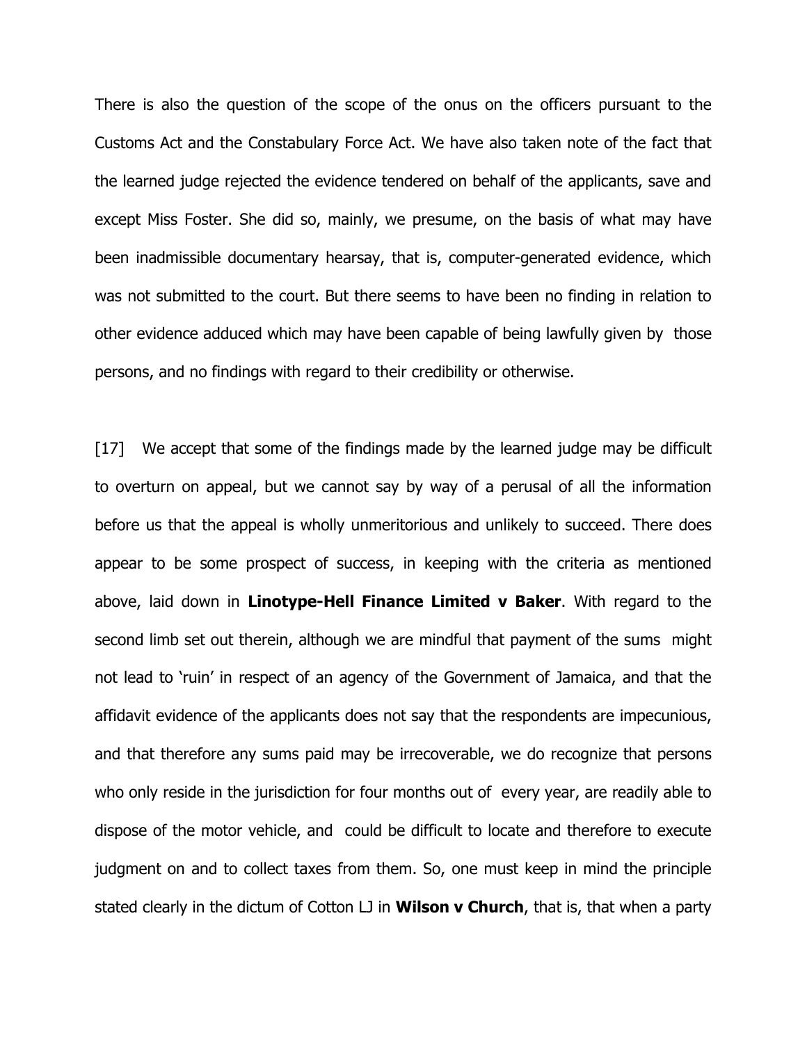There is also the question of the scope of the onus on the officers pursuant to the Customs Act and the Constabulary Force Act. We have also taken note of the fact that the learned judge rejected the evidence tendered on behalf of the applicants, save and except Miss Foster. She did so, mainly, we presume, on the basis of what may have been inadmissible documentary hearsay, that is, computer-generated evidence, which was not submitted to the court. But there seems to have been no finding in relation to other evidence adduced which may have been capable of being lawfully given by those persons, and no findings with regard to their credibility or otherwise.

[17] We accept that some of the findings made by the learned judge may be difficult to overturn on appeal, but we cannot say by way of a perusal of all the information before us that the appeal is wholly unmeritorious and unlikely to succeed. There does appear to be some prospect of success, in keeping with the criteria as mentioned above, laid down in **Linotype-Hell Finance Limited v Baker**. With regard to the second limb set out therein, although we are mindful that payment of the sums might not lead to 'ruin' in respect of an agency of the Government of Jamaica, and that the affidavit evidence of the applicants does not say that the respondents are impecunious, and that therefore any sums paid may be irrecoverable, we do recognize that persons who only reside in the jurisdiction for four months out of every year, are readily able to dispose of the motor vehicle, and could be difficult to locate and therefore to execute judgment on and to collect taxes from them. So, one must keep in mind the principle stated clearly in the dictum of Cotton LJ in **Wilson v Church**, that is, that when a party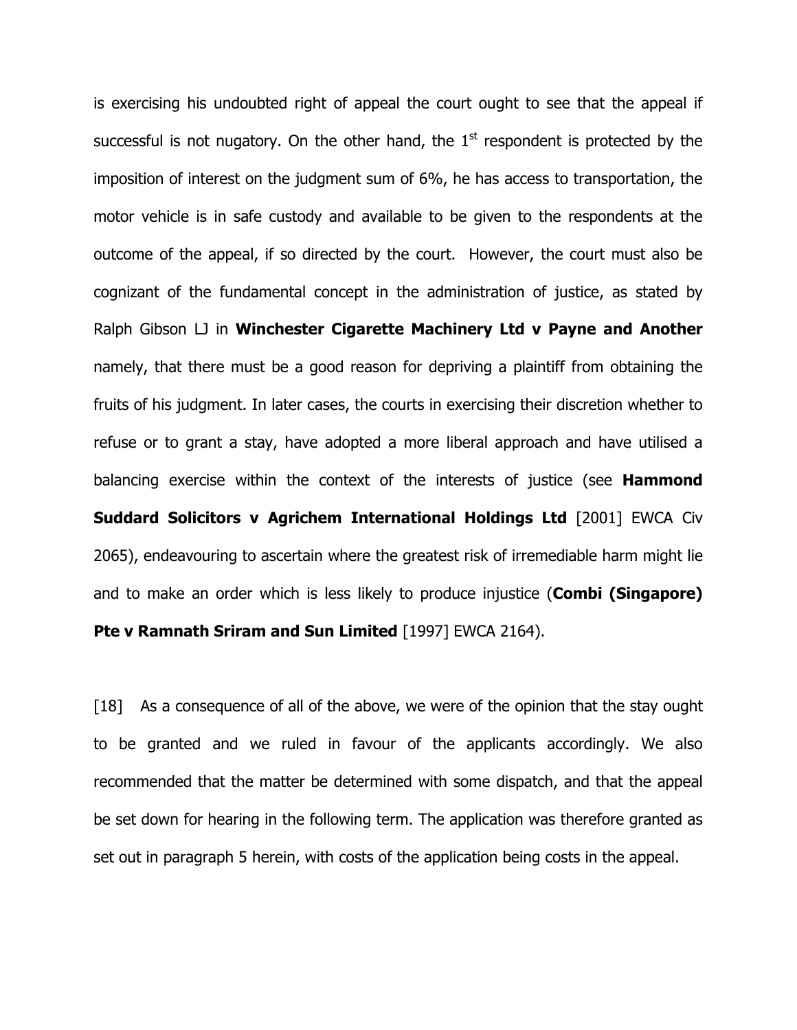is exercising his undoubted right of appeal the court ought to see that the appeal if successful is not nugatory. On the other hand, the 1st respondent is protected by the imposition of interest on the judgment sum of 6%, he has access to transportation, the motor vehicle is in safe custody and available to be given to the respondents at the outcome of the appeal, if so directed by the court. However, the court must also be cognizant of the fundamental concept in the administration of justice, as stated by Ralph Gibson LJ in **Winchester Cigarette Machinery Ltd v Payne and Another** namely, that there must be a good reason for depriving a plaintiff from obtaining the fruits of his judgment. In later cases, the courts in exercising their discretion whether to refuse or to grant a stay, have adopted a more liberal approach and have utilised a balancing exercise within the context of the interests of justice (see **Hammond Suddard Solicitors v Agrichem International Holdings Ltd** [2001] EWCA Civ 2065), endeavouring to ascertain where the greatest risk of irremediable harm might lie and to make an order which is less likely to produce injustice (**Combi (Singapore) Pte v Ramnath Sriram and Sun Limited** [1997] EWCA 2164).

[18] As a consequence of all of the above, we were of the opinion that the stay ought to be granted and we ruled in favour of the applicants accordingly. We also recommended that the matter be determined with some dispatch, and that the appeal be set down for hearing in the following term. The application was therefore granted as set out in paragraph 5 herein, with costs of the application being costs in the appeal.